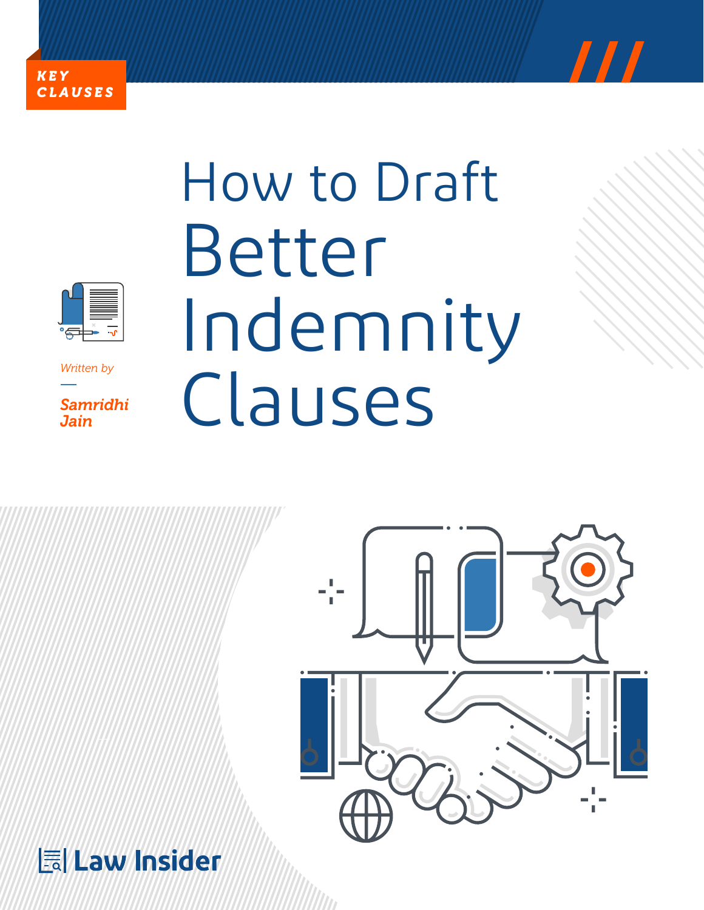KEY CLAUSES

# How to Draft Better Indemnity Clauses

*Written by*

**Samridhi Jain**

Law Insider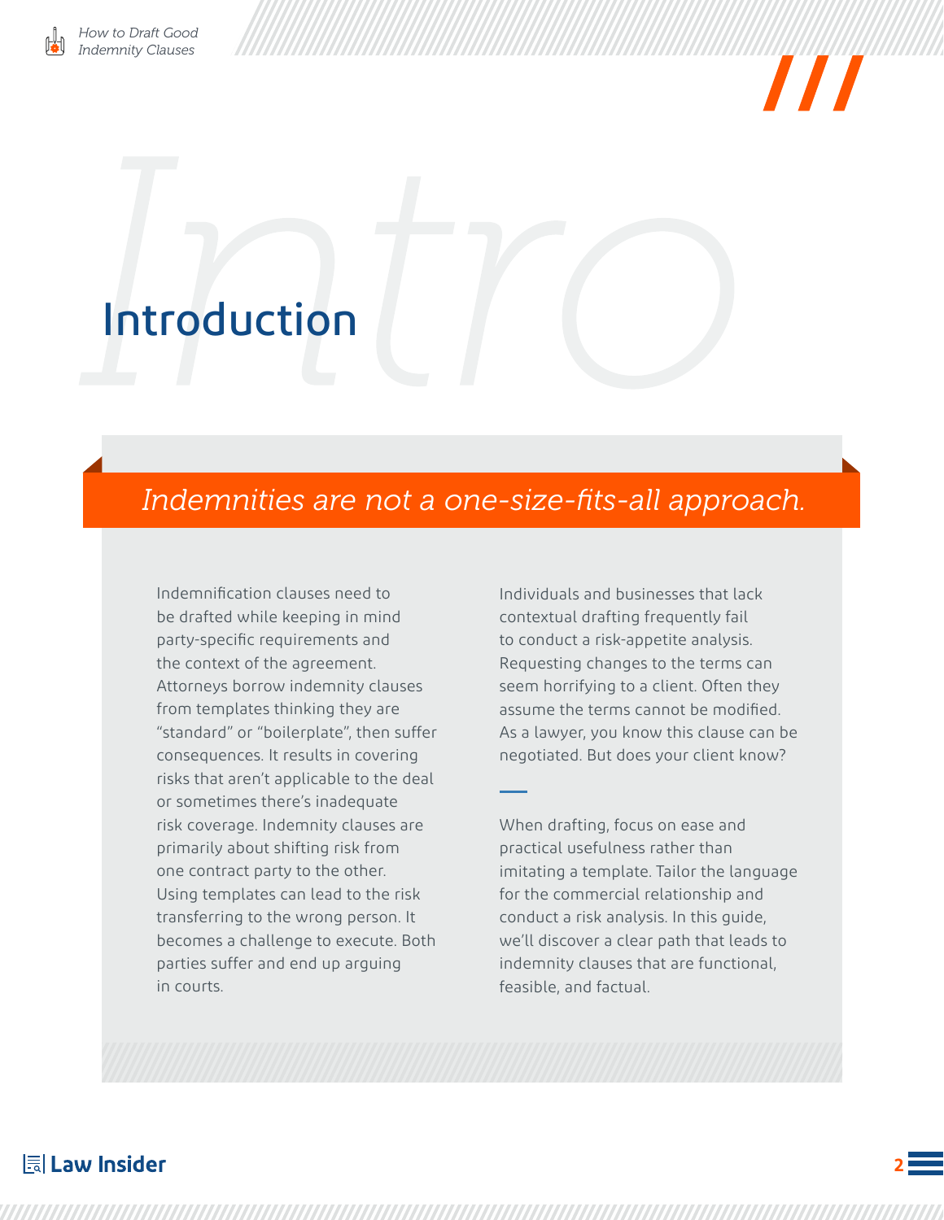# Introduction

*Indemnities are not a one-size-fits-all approach.*

Indemnification clauses need to be drafted while keeping in mind party-specific requirements and the context of the agreement. Attorneys borrow indemnity clauses from templates thinking they are "standard" or "boilerplate", then suffer consequences. It results in covering risks that aren't applicable to the deal or sometimes there's inadequate risk coverage. Indemnity clauses are primarily about shifting risk from one contract party to the other. Using templates can lead to the risk transferring to the wrong person. It becomes a challenge to execute. Both parties suffer and end up arguing in courts.

Individuals and businesses that lack contextual drafting frequently fail to conduct a risk-appetite analysis. Requesting changes to the terms can seem horrifying to a client. Often they assume the terms cannot be modified. As a lawyer, you know this clause can be negotiated. But does your client know?

When drafting, focus on ease and practical usefulness rather than imitating a template. Tailor the language for the commercial relationship and conduct a risk analysis. In this guide, we'll discover a clear path that leads to indemnity clauses that are functional, feasible, and factual.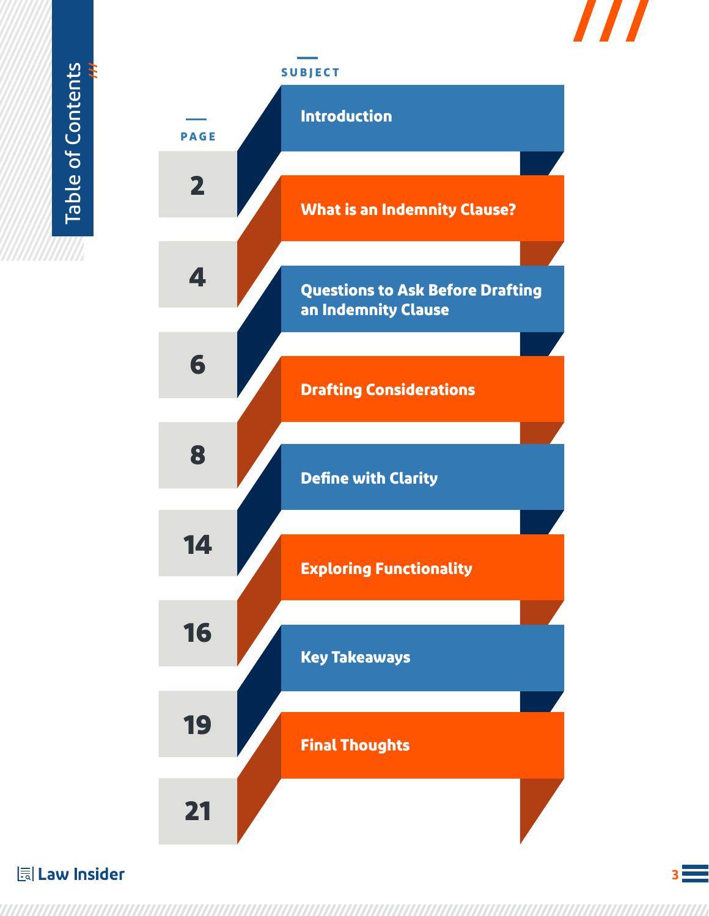# Table of Contents

| Page | Subject |
|---|---|
| 2 | Introduction |
| 4 | What is an Indemnity Clause? |
| 6 | Questions to Ask Before Drafting an Indemnity Clause |
| 8 | Drafting Considerations |
| 14 | Define with Clarity |
| 16 | Exploring Functionality |
| 19 | Key Takeaways |
| 21 | Final Thoughts |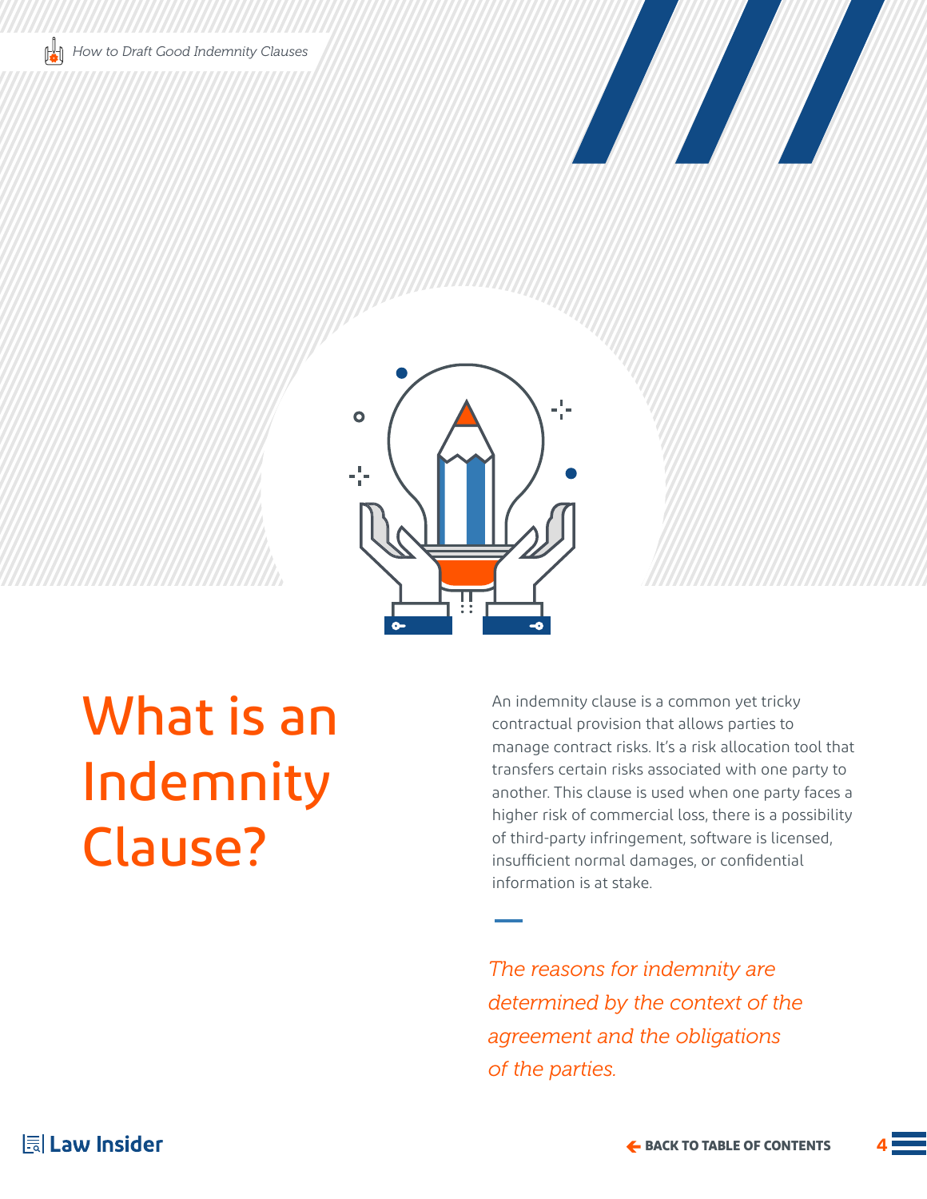# What is an Indemnity Clause?

An indemnity clause is a common yet tricky contractual provision that allows parties to manage contract risks. It's a risk allocation tool that transfers certain risks associated with one party to another. This clause is used when one party faces a higher risk of commercial loss, there is a possibility of third-party infringement, software is licensed, insufficient normal damages, or confidential information is at stake.

*The reasons for indemnity are determined by the context of the agreement and the obligations of the parties.*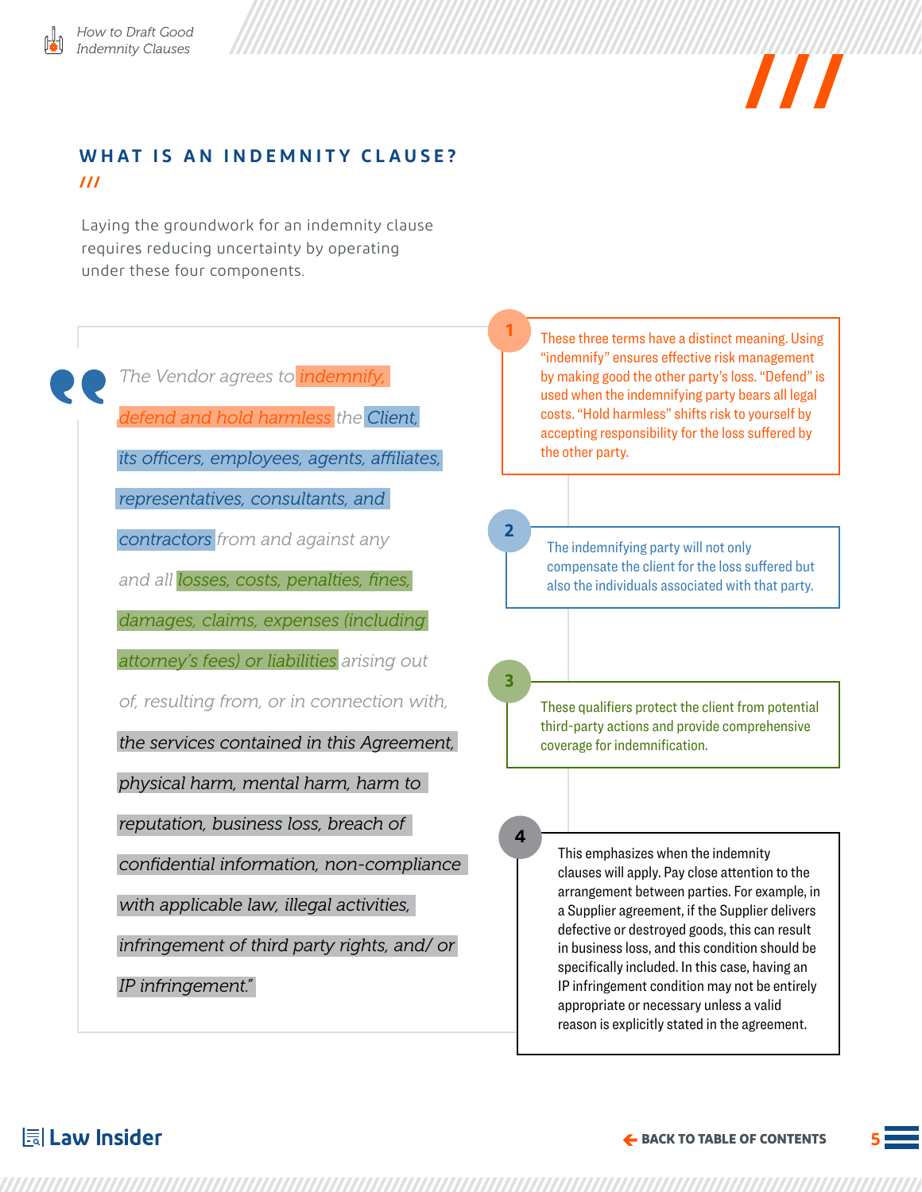## WHAT IS AN INDEMNITY CLAUSE?

Laying the groundwork for an indemnity clause requires reducing uncertainty by operating under these four components.

> *"The Vendor agrees to indemnify, defend and hold harmless the Client, its officers, employees, agents, affiliates, representatives, consultants, and contractors from and against any and all losses, costs, penalties, fines, damages, claims, expenses (including attorney's fees) or liabilities arising out of, resulting from, or in connection with, the services contained in this Agreement, physical harm, mental harm, harm to reputation, business loss, breach of confidential information, non-compliance with applicable law, illegal activities, infringement of third party rights, and/ or IP infringement."*

1. These three terms have a distinct meaning. Using "indemnify" ensures effective risk management by making good the other party's loss. "Defend" is used when the indemnifying party bears all legal costs. "Hold harmless" shifts risk to yourself by accepting responsibility for the loss suffered by the other party.

2. The indemnifying party will not only compensate the client for the loss suffered but also the individuals associated with that party.

3. These qualifiers protect the client from potential third-party actions and provide comprehensive coverage for indemnification.

4. This emphasizes when the indemnity clauses will apply. Pay close attention to the arrangement between parties. For example, in a Supplier agreement, if the Supplier delivers defective or destroyed goods, this can result in business loss, and this condition should be specifically included. In this case, having an IP infringement condition may not be entirely appropriate or necessary unless a valid reason is explicitly stated in the agreement.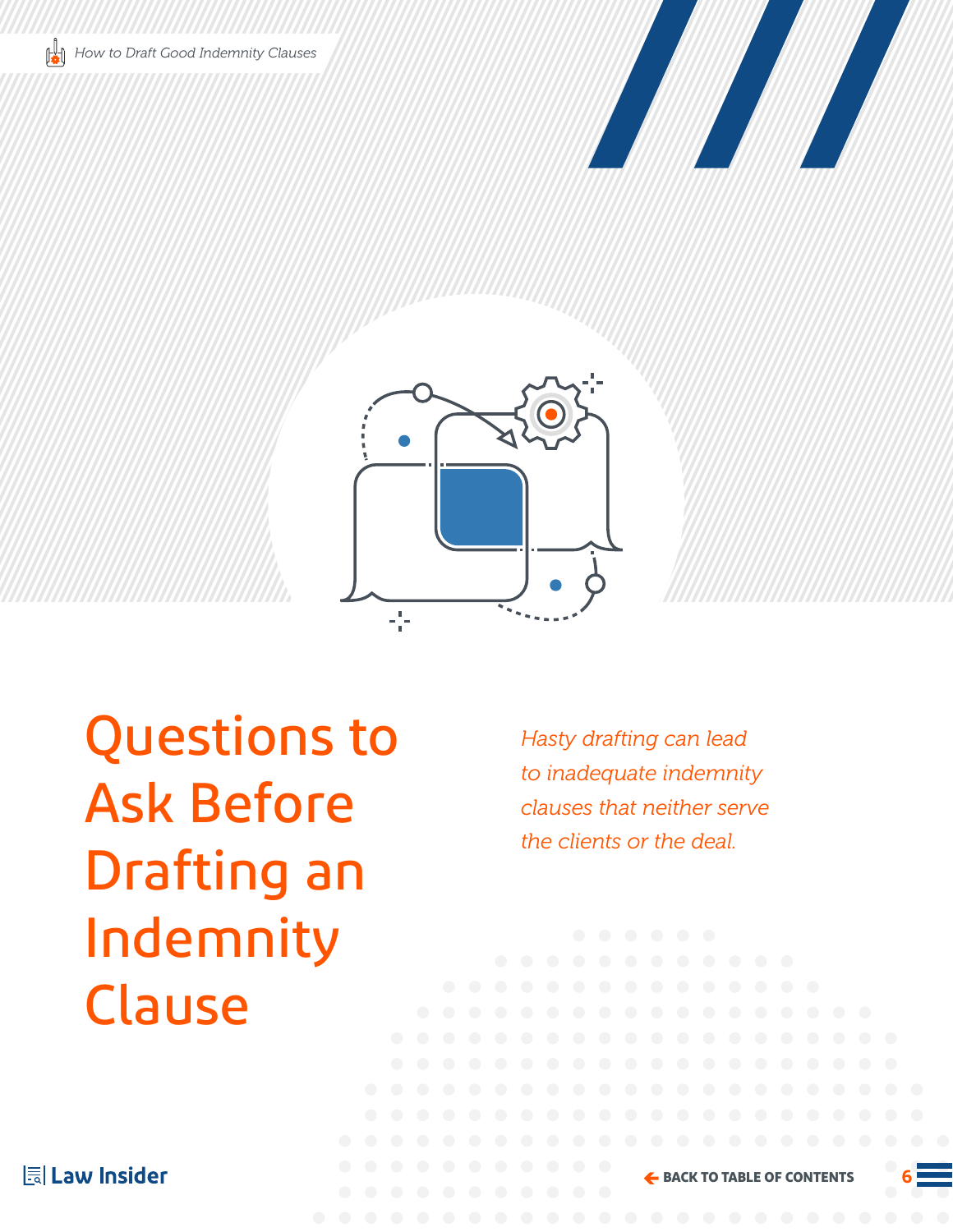# Questions to Ask Before Drafting an Indemnity Clause

*Hasty drafting can lead to inadequate indemnity clauses that neither serve the clients or the deal.*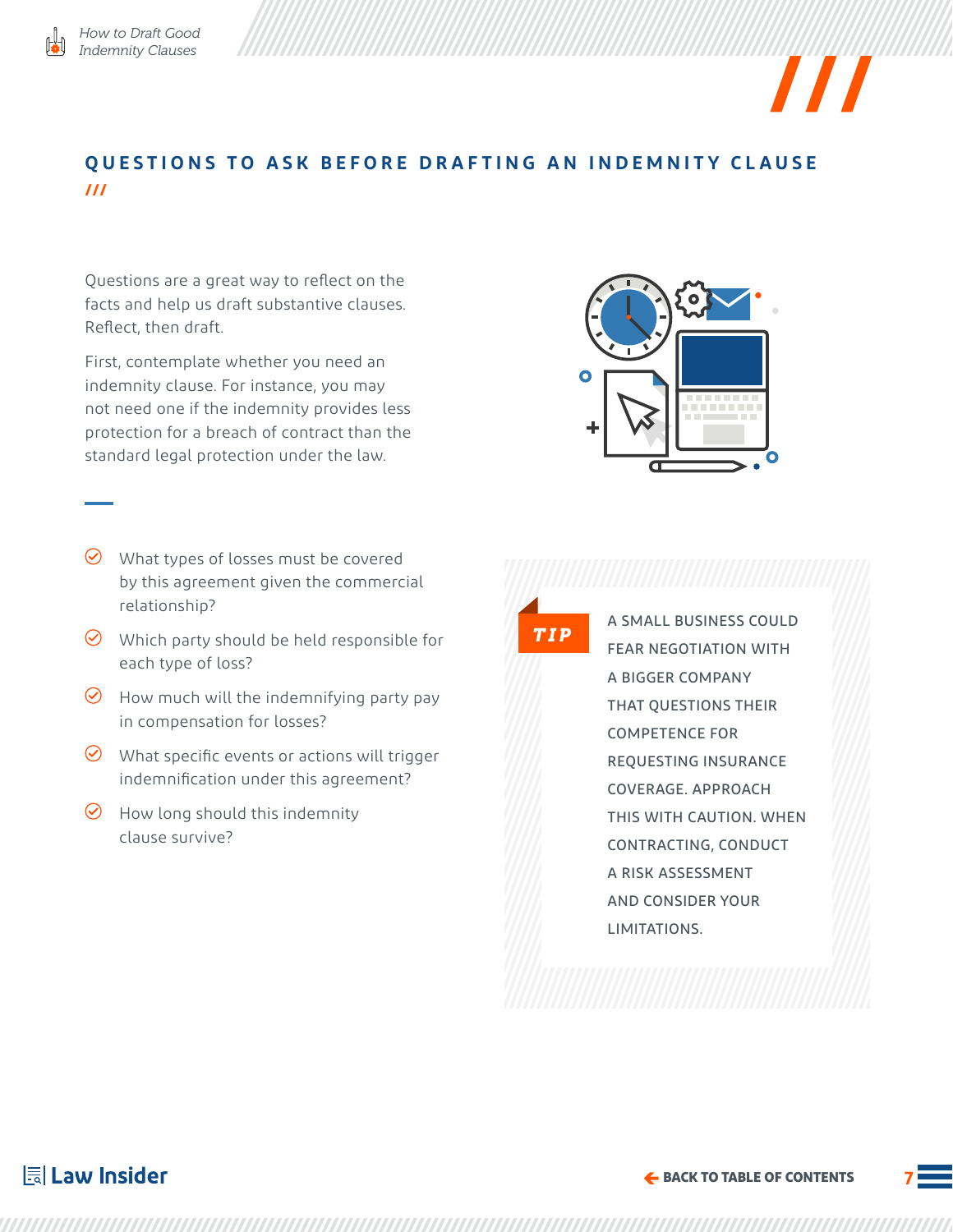## QUESTIONS TO ASK BEFORE DRAFTING AN INDEMNITY CLAUSE

Questions are a great way to reflect on the facts and help us draft substantive clauses. Reflect, then draft.

First, contemplate whether you need an indemnity clause. For instance, you may not need one if the indemnity provides less protection for a breach of contract than the standard legal protection under the law.

- What types of losses must be covered by this agreement given the commercial relationship?
- Which party should be held responsible for each type of loss?
- How much will the indemnifying party pay in compensation for losses?
- What specific events or actions will trigger indemnification under this agreement?
- How long should this indemnity clause survive?

**TIP**

A SMALL BUSINESS COULD FEAR NEGOTIATION WITH A BIGGER COMPANY THAT QUESTIONS THEIR COMPETENCE FOR REQUESTING INSURANCE COVERAGE. APPROACH THIS WITH CAUTION. WHEN CONTRACTING, CONDUCT A RISK ASSESSMENT AND CONSIDER YOUR LIMITATIONS.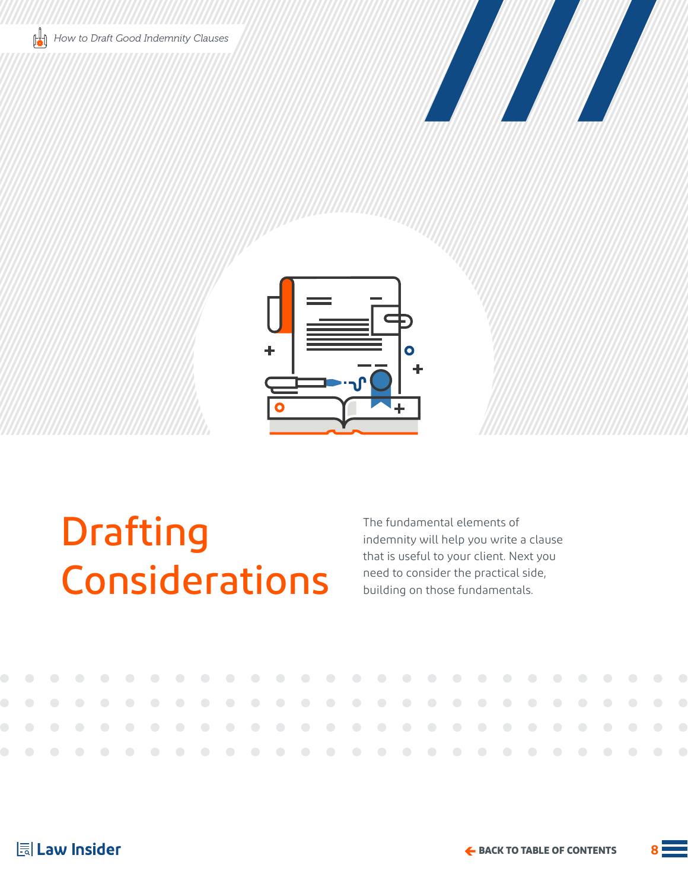# Drafting Considerations

The fundamental elements of indemnity will help you write a clause that is useful to your client. Next you need to consider the practical side, building on those fundamentals.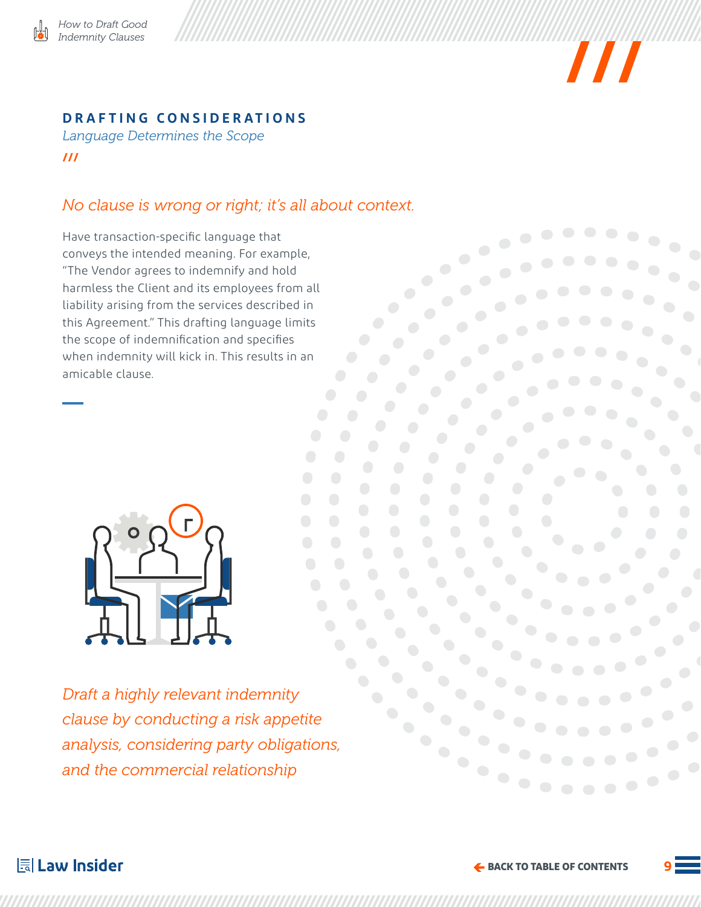## DRAFTING CONSIDERATIONS

*Language Determines the Scope*

*No clause is wrong or right; it's all about context.*

Have transaction-specific language that conveys the intended meaning. For example, "The Vendor agrees to indemnify and hold harmless the Client and its employees from all liability arising from the services described in this Agreement." This drafting language limits the scope of indemnification and specifies when indemnity will kick in. This results in an amicable clause.

*Draft a highly relevant indemnity clause by conducting a risk appetite analysis, considering party obligations, and the commercial relationship*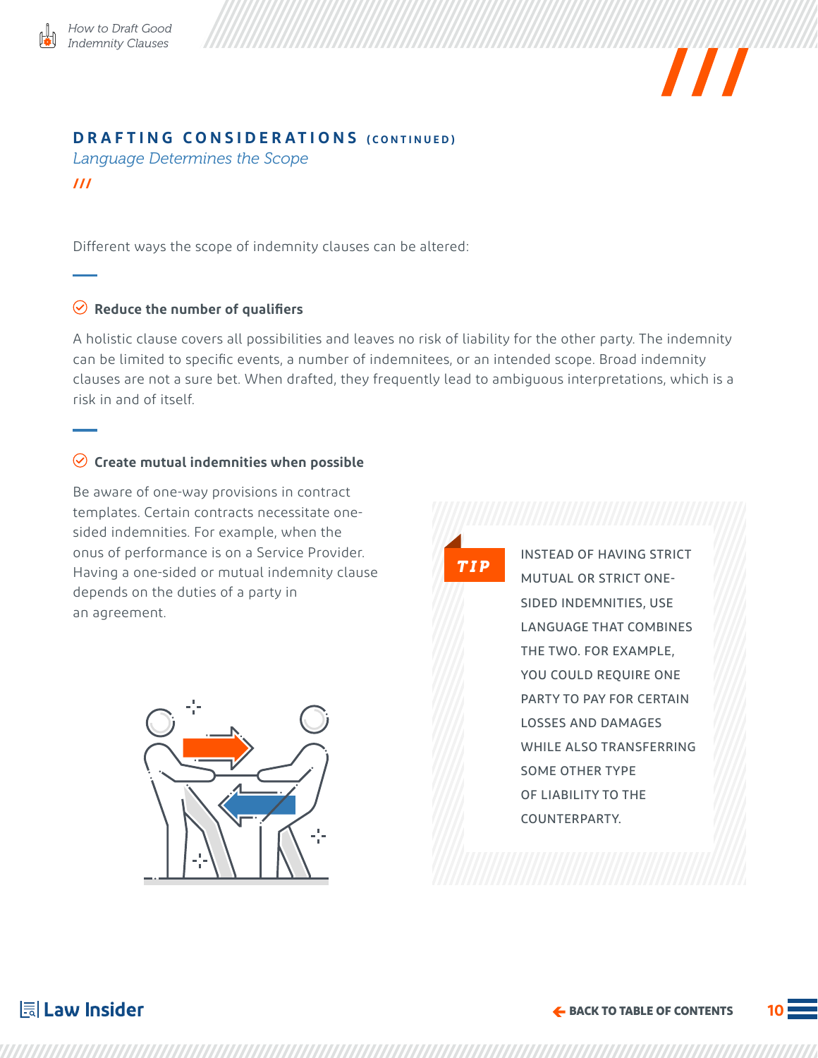## DRAFTING CONSIDERATIONS (CONTINUED)

*Language Determines the Scope*

Different ways the scope of indemnity clauses can be altered:

### Reduce the number of qualifiers

A holistic clause covers all possibilities and leaves no risk of liability for the other party. The indemnity can be limited to specific events, a number of indemnitees, or an intended scope. Broad indemnity clauses are not a sure bet. When drafted, they frequently lead to ambiguous interpretations, which is a risk in and of itself.

### Create mutual indemnities when possible

Be aware of one-way provisions in contract templates. Certain contracts necessitate one-sided indemnities. For example, when the onus of performance is on a Service Provider. Having a one-sided or mutual indemnity clause depends on the duties of a party in an agreement.

> **TIP**
>
> INSTEAD OF HAVING STRICT MUTUAL OR STRICT ONE-SIDED INDEMNITIES, USE LANGUAGE THAT COMBINES THE TWO. FOR EXAMPLE, YOU COULD REQUIRE ONE PARTY TO PAY FOR CERTAIN LOSSES AND DAMAGES WHILE ALSO TRANSFERRING SOME OTHER TYPE OF LIABILITY TO THE COUNTERPARTY.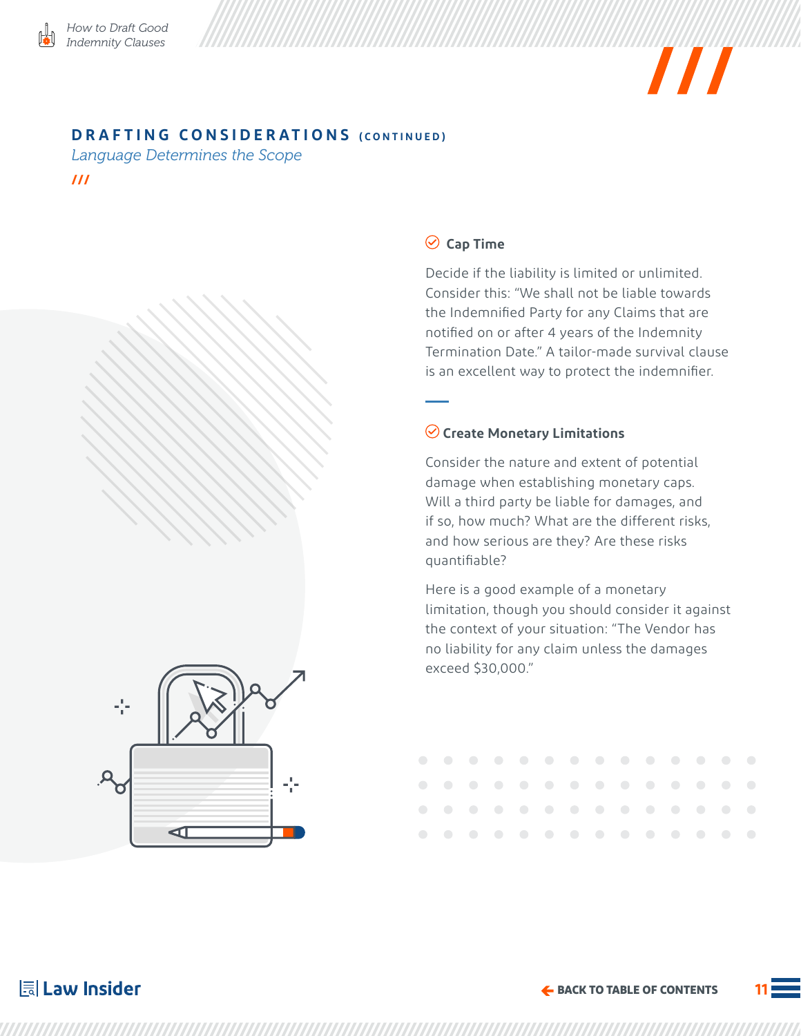## DRAFTING CONSIDERATIONS (CONTINUED)

*Language Determines the Scope*

### Cap Time

Decide if the liability is limited or unlimited. Consider this: "We shall not be liable towards the Indemnified Party for any Claims that are notified on or after 4 years of the Indemnity Termination Date." A tailor-made survival clause is an excellent way to protect the indemnifier.

### Create Monetary Limitations

Consider the nature and extent of potential damage when establishing monetary caps. Will a third party be liable for damages, and if so, how much? What are the different risks, and how serious are they? Are these risks quantifiable?

Here is a good example of a monetary limitation, though you should consider it against the context of your situation: "The Vendor has no liability for any claim unless the damages exceed $30,000."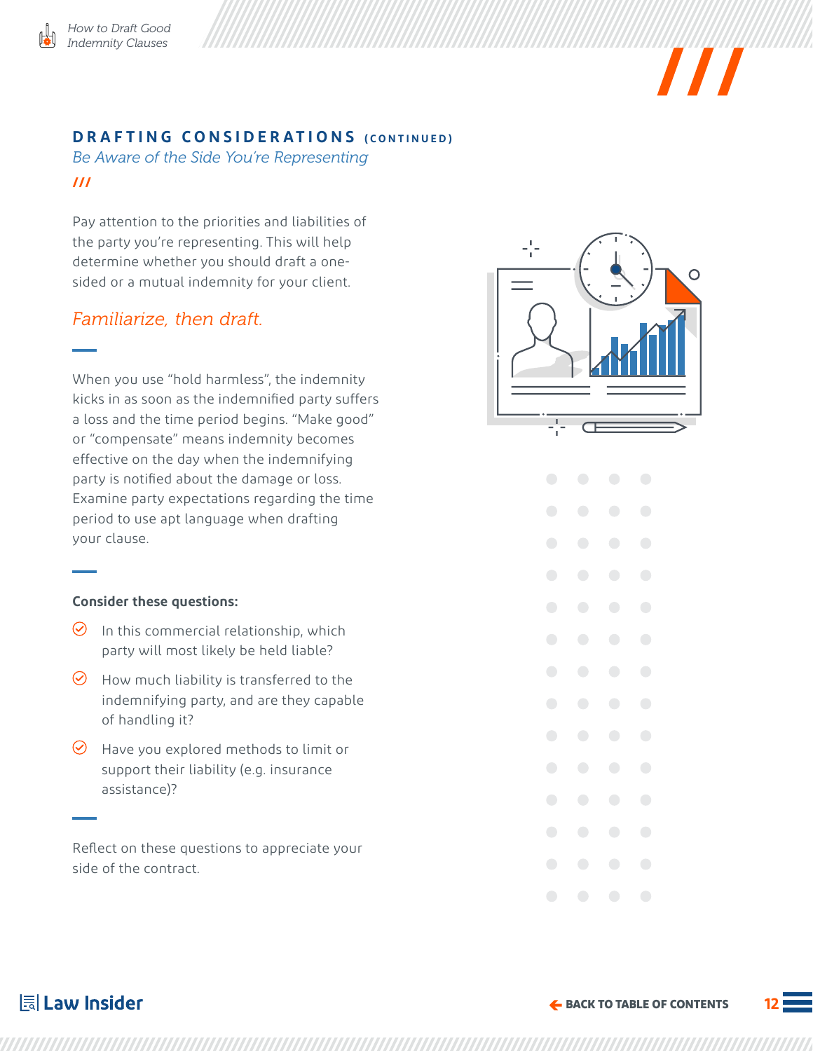## DRAFTING CONSIDERATIONS (CONTINUED)

*Be Aware of the Side You're Representing*

Pay attention to the priorities and liabilities of the party you're representing. This will help determine whether you should draft a one-sided or a mutual indemnity for your client.

### *Familiarize, then draft.*

When you use "hold harmless", the indemnity kicks in as soon as the indemnified party suffers a loss and the time period begins. "Make good" or "compensate" means indemnity becomes effective on the day when the indemnifying party is notified about the damage or loss. Examine party expectations regarding the time period to use apt language when drafting your clause.

**Consider these questions:**

- In this commercial relationship, which party will most likely be held liable?
- How much liability is transferred to the indemnifying party, and are they capable of handling it?
- Have you explored methods to limit or support their liability (e.g. insurance assistance)?

Reflect on these questions to appreciate your side of the contract.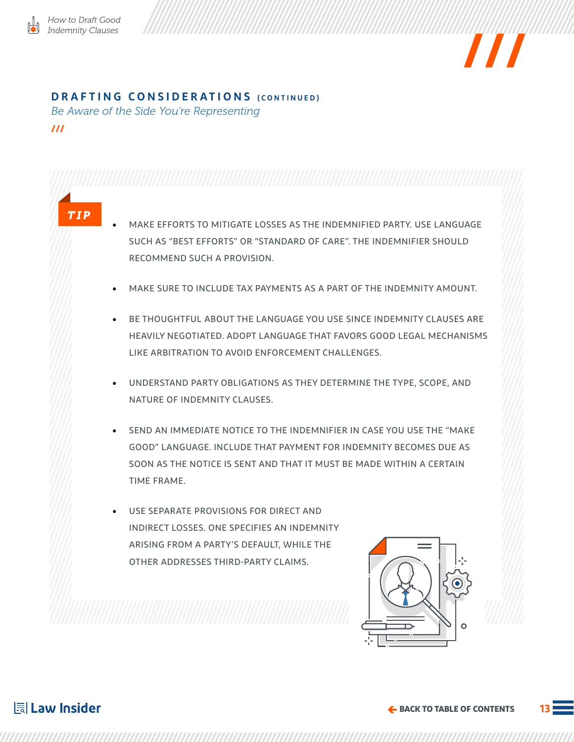## DRAFTING CONSIDERATIONS (CONTINUED)

*Be Aware of the Side You're Representing*

**TIP**

- MAKE EFFORTS TO MITIGATE LOSSES AS THE INDEMNIFIED PARTY. USE LANGUAGE SUCH AS "BEST EFFORTS" OR "STANDARD OF CARE". THE INDEMNIFIER SHOULD RECOMMEND SUCH A PROVISION.
- MAKE SURE TO INCLUDE TAX PAYMENTS AS A PART OF THE INDEMNITY AMOUNT.
- BE THOUGHTFUL ABOUT THE LANGUAGE YOU USE SINCE INDEMNITY CLAUSES ARE HEAVILY NEGOTIATED. ADOPT LANGUAGE THAT FAVORS GOOD LEGAL MECHANISMS LIKE ARBITRATION TO AVOID ENFORCEMENT CHALLENGES.
- UNDERSTAND PARTY OBLIGATIONS AS THEY DETERMINE THE TYPE, SCOPE, AND NATURE OF INDEMNITY CLAUSES.
- SEND AN IMMEDIATE NOTICE TO THE INDEMNIFIER IN CASE YOU USE THE "MAKE GOOD" LANGUAGE. INCLUDE THAT PAYMENT FOR INDEMNITY BECOMES DUE AS SOON AS THE NOTICE IS SENT AND THAT IT MUST BE MADE WITHIN A CERTAIN TIME FRAME.
- USE SEPARATE PROVISIONS FOR DIRECT AND INDIRECT LOSSES. ONE SPECIFIES AN INDEMNITY ARISING FROM A PARTY'S DEFAULT, WHILE THE OTHER ADDRESSES THIRD-PARTY CLAIMS.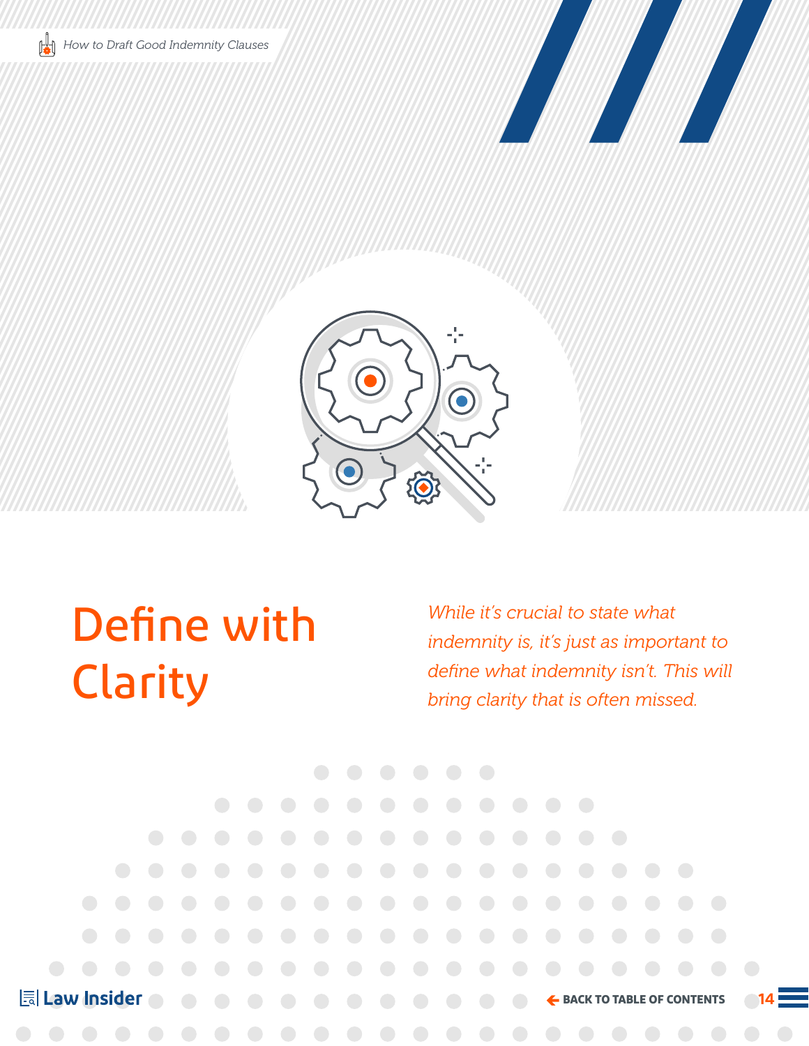# Define with Clarity

*While it's crucial to state what indemnity is, it's just as important to define what indemnity isn't. This will bring clarity that is often missed.*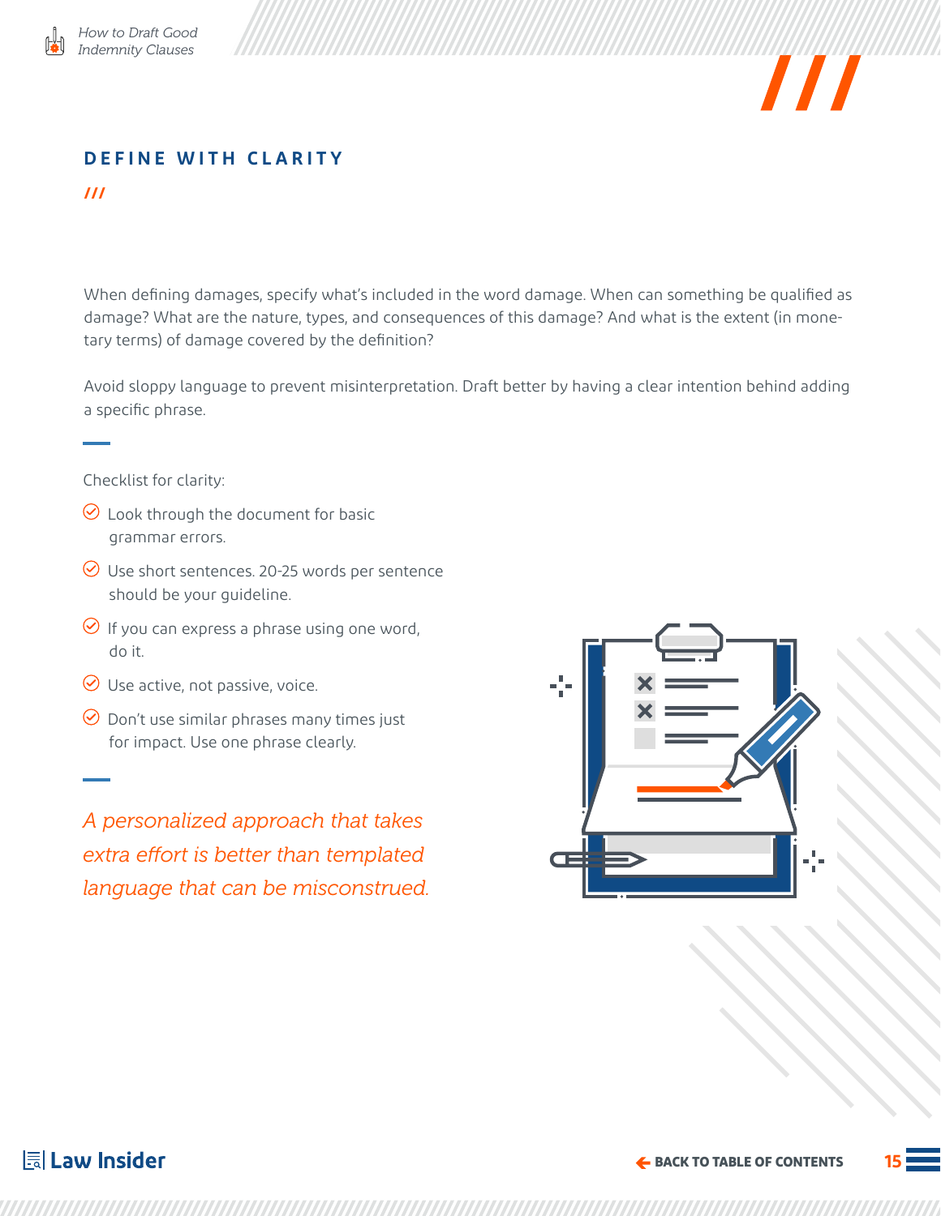## DEFINE WITH CLARITY

When defining damages, specify what's included in the word damage. When can something be qualified as damage? What are the nature, types, and consequences of this damage? And what is the extent (in monetary terms) of damage covered by the definition?

Avoid sloppy language to prevent misinterpretation. Draft better by having a clear intention behind adding a specific phrase.

Checklist for clarity:

- Look through the document for basic grammar errors.
- Use short sentences. 20-25 words per sentence should be your guideline.
- If you can express a phrase using one word, do it.
- Use active, not passive, voice.
- Don't use similar phrases many times just for impact. Use one phrase clearly.

*A personalized approach that takes extra effort is better than templated language that can be misconstrued.*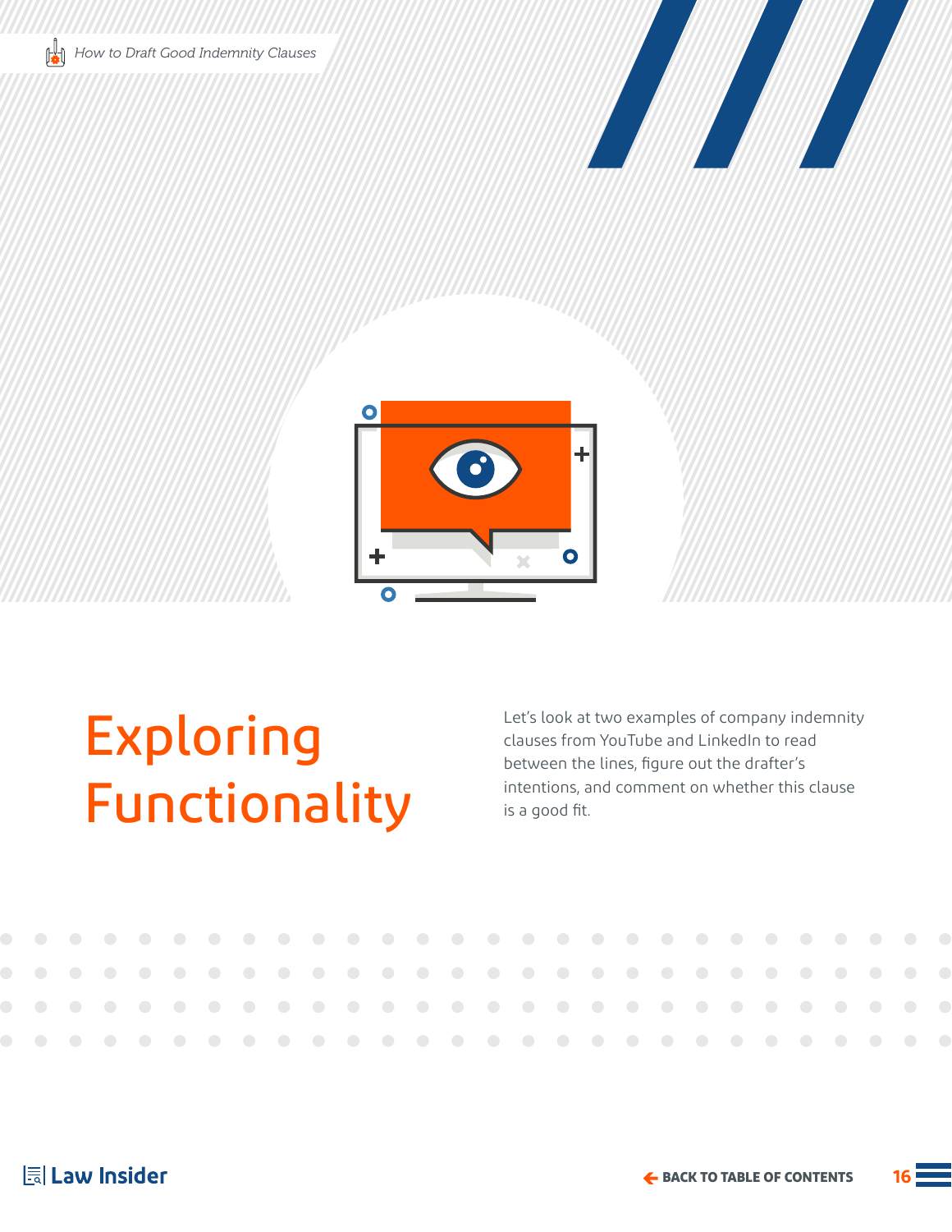# Exploring Functionality

Let's look at two examples of company indemnity clauses from YouTube and LinkedIn to read between the lines, figure out the drafter's intentions, and comment on whether this clause is a good fit.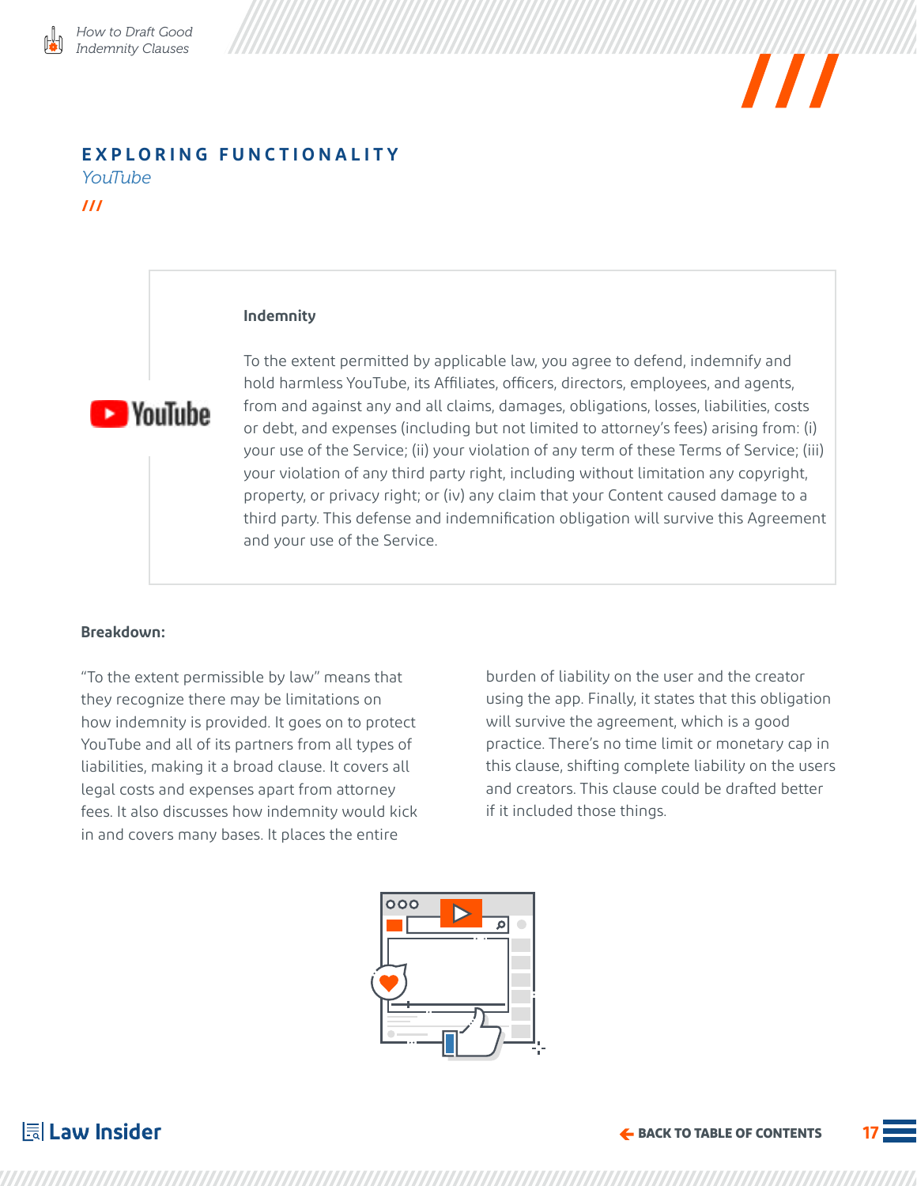## EXPLORING FUNCTIONALITY

*YouTube*

**Indemnity**

To the extent permitted by applicable law, you agree to defend, indemnify and hold harmless YouTube, its Affiliates, officers, directors, employees, and agents, from and against any and all claims, damages, obligations, losses, liabilities, costs or debt, and expenses (including but not limited to attorney's fees) arising from: (i) your use of the Service; (ii) your violation of any term of these Terms of Service; (iii) your violation of any third party right, including without limitation any copyright, property, or privacy right; or (iv) any claim that your Content caused damage to a third party. This defense and indemnification obligation will survive this Agreement and your use of the Service.

**Breakdown:**

"To the extent permissible by law" means that they recognize there may be limitations on how indemnity is provided. It goes on to protect YouTube and all of its partners from all types of liabilities, making it a broad clause. It covers all legal costs and expenses apart from attorney fees. It also discusses how indemnity would kick in and covers many bases. It places the entire burden of liability on the user and the creator using the app. Finally, it states that this obligation will survive the agreement, which is a good practice. There's no time limit or monetary cap in this clause, shifting complete liability on the users and creators. This clause could be drafted better if it included those things.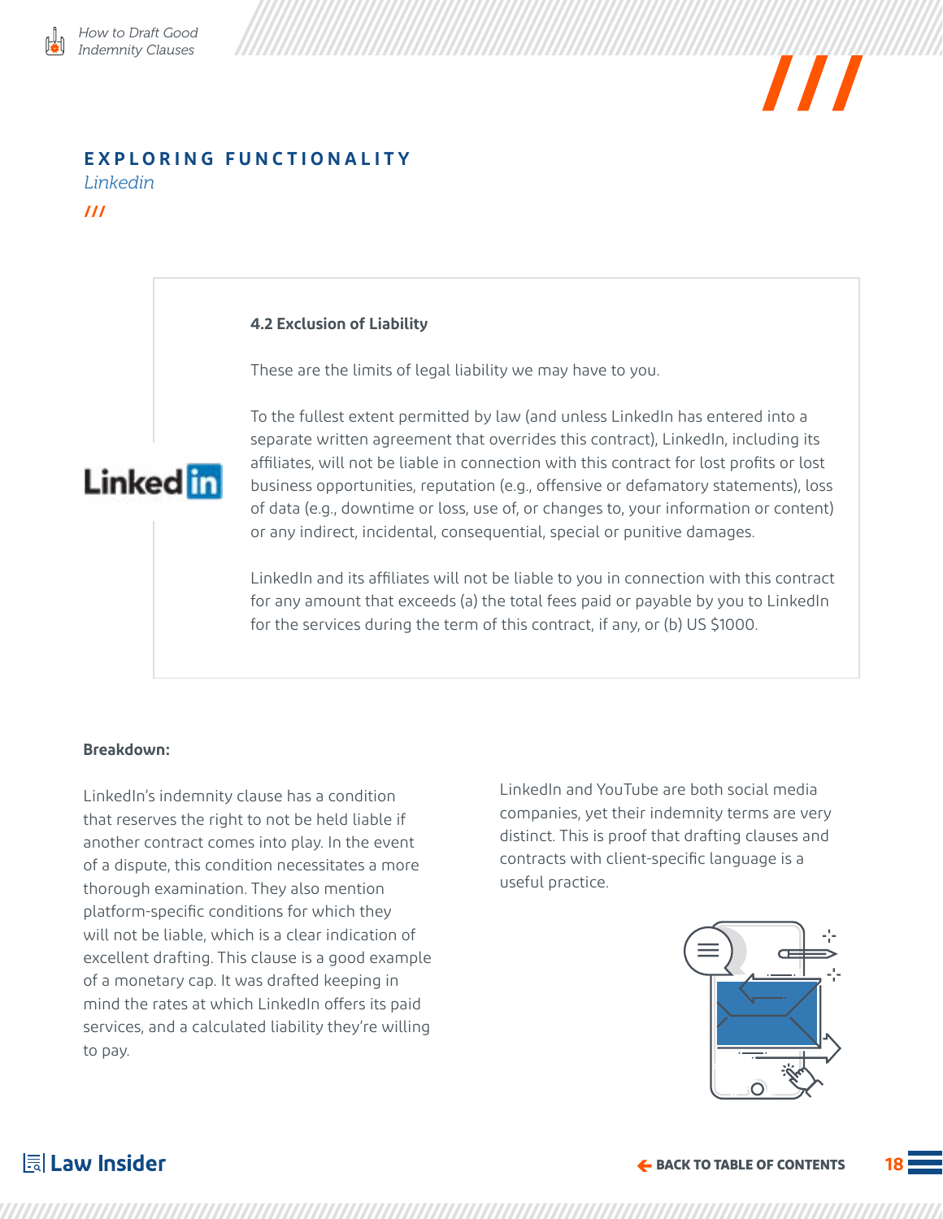## EXPLORING FUNCTIONALITY

*Linkedin*

**4.2 Exclusion of Liability**

These are the limits of legal liability we may have to you.

To the fullest extent permitted by law (and unless LinkedIn has entered into a separate written agreement that overrides this contract), LinkedIn, including its affiliates, will not be liable in connection with this contract for lost profits or lost business opportunities, reputation (e.g., offensive or defamatory statements), loss of data (e.g., downtime or loss, use of, or changes to, your information or content) or any indirect, incidental, consequential, special or punitive damages.

LinkedIn and its affiliates will not be liable to you in connection with this contract for any amount that exceeds (a) the total fees paid or payable by you to LinkedIn for the services during the term of this contract, if any, or (b) US $1000.

**Breakdown:**

LinkedIn's indemnity clause has a condition that reserves the right to not be held liable if another contract comes into play. In the event of a dispute, this condition necessitates a more thorough examination. They also mention platform-specific conditions for which they will not be liable, which is a clear indication of excellent drafting. This clause is a good example of a monetary cap. It was drafted keeping in mind the rates at which LinkedIn offers its paid services, and a calculated liability they're willing to pay.

LinkedIn and YouTube are both social media companies, yet their indemnity terms are very distinct. This is proof that drafting clauses and contracts with client-specific language is a useful practice.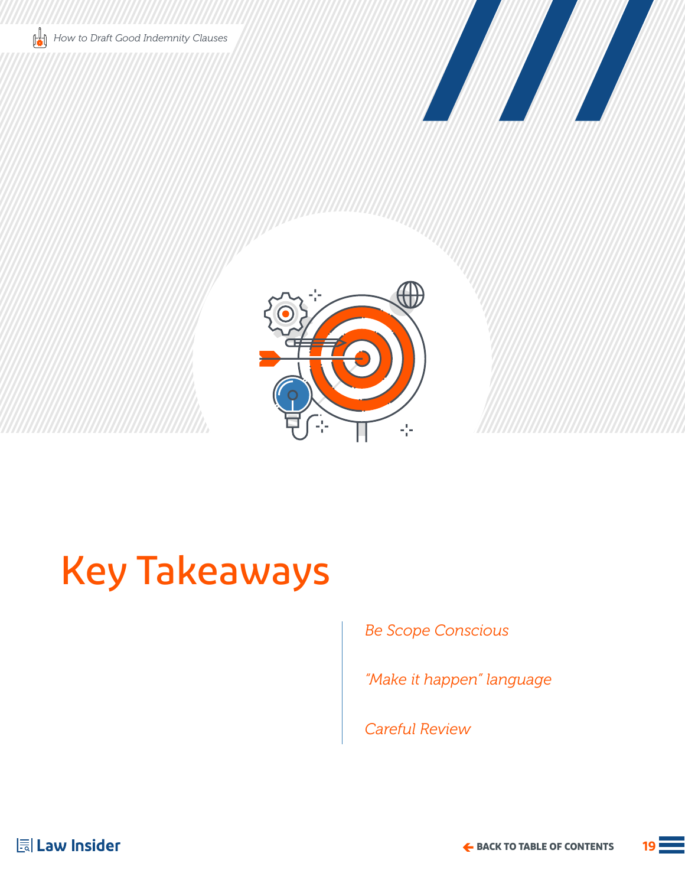# Key Takeaways

*Be Scope Conscious*

*"Make it happen" language*

*Careful Review*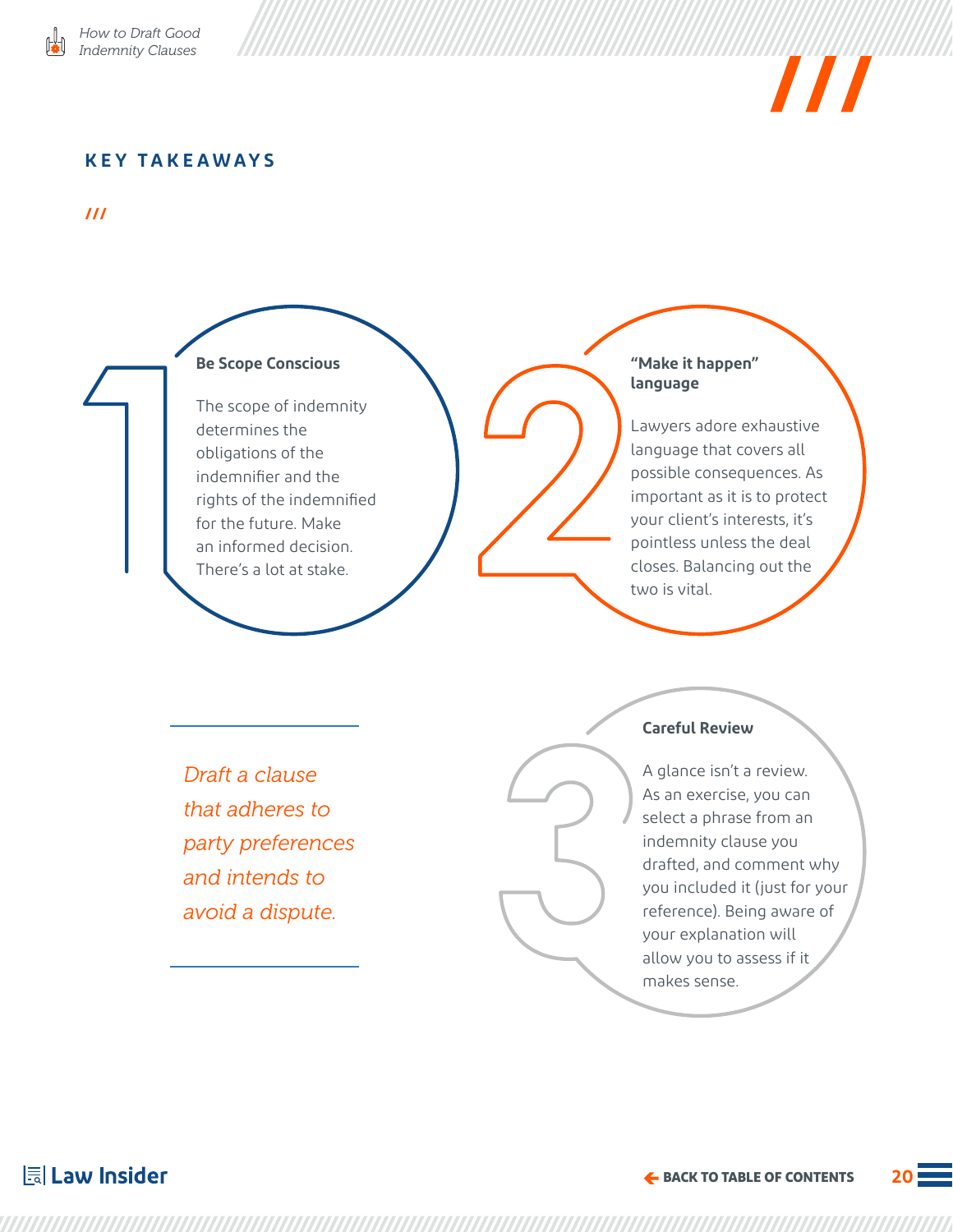## KEY TAKEAWAYS

### 1. Be Scope Conscious

The scope of indemnity determines the obligations of the indemnifier and the rights of the indemnified for the future. Make an informed decision. There's a lot at stake.

### 2. "Make it happen" language

Lawyers adore exhaustive language that covers all possible consequences. As important as it is to protect your client's interests, it's pointless unless the deal closes. Balancing out the two is vital.

*Draft a clause that adheres to party preferences and intends to avoid a dispute.*

### 3. Careful Review

A glance isn't a review. As an exercise, you can select a phrase from an indemnity clause you drafted, and comment why you included it (just for your reference). Being aware of your explanation will allow you to assess if it makes sense.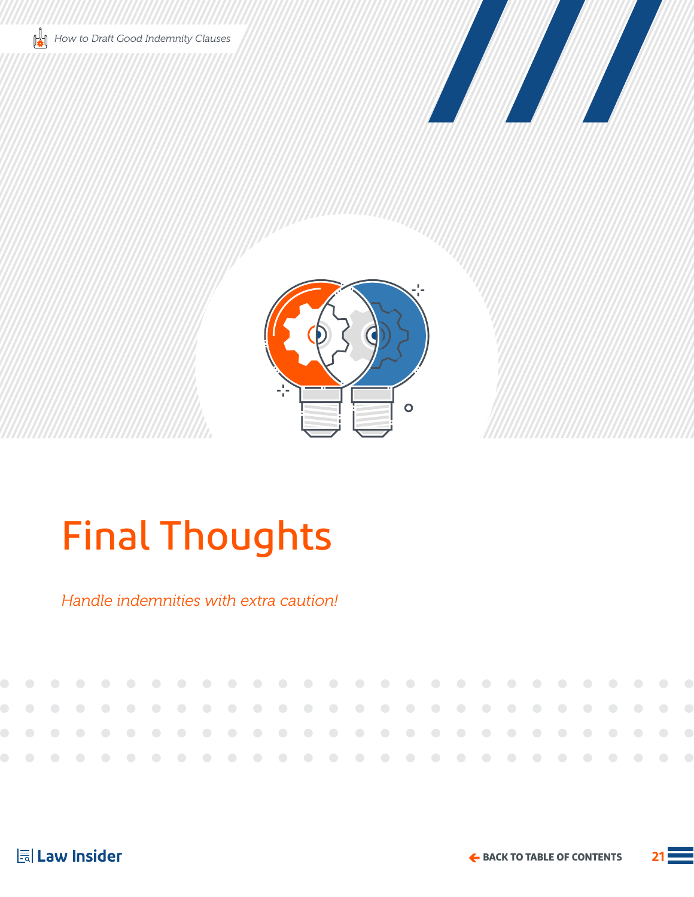# Final Thoughts

*Handle indemnities with extra caution!*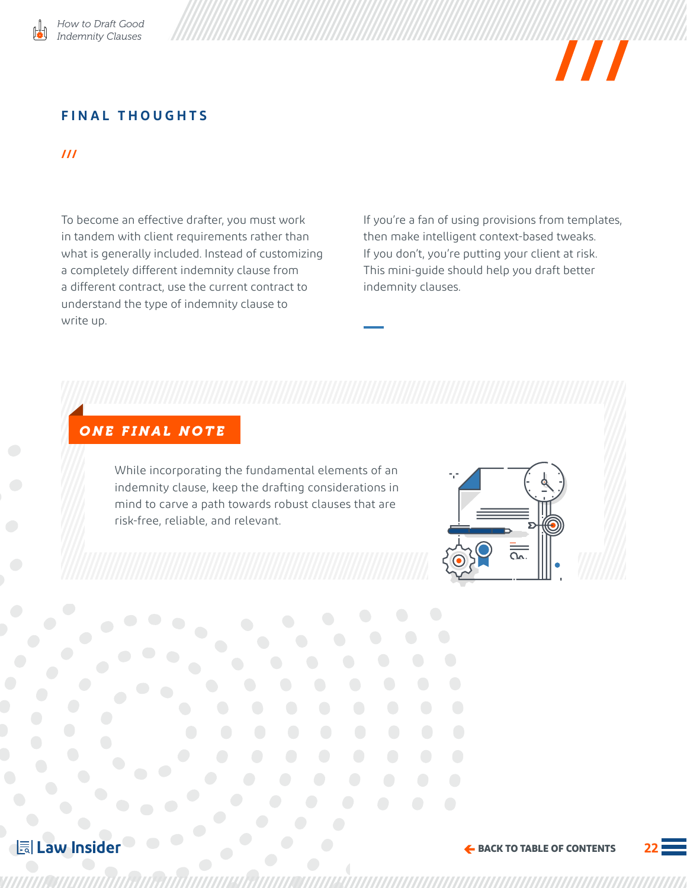## FINAL THOUGHTS

To become an effective drafter, you must work in tandem with client requirements rather than what is generally included. Instead of customizing a completely different indemnity clause from a different contract, use the current contract to understand the type of indemnity clause to write up.

If you're a fan of using provisions from templates, then make intelligent context-based tweaks. If you don't, you're putting your client at risk. This mini-guide should help you draft better indemnity clauses.

### ONE FINAL NOTE

While incorporating the fundamental elements of an indemnity clause, keep the drafting considerations in mind to carve a path towards robust clauses that are risk-free, reliable, and relevant.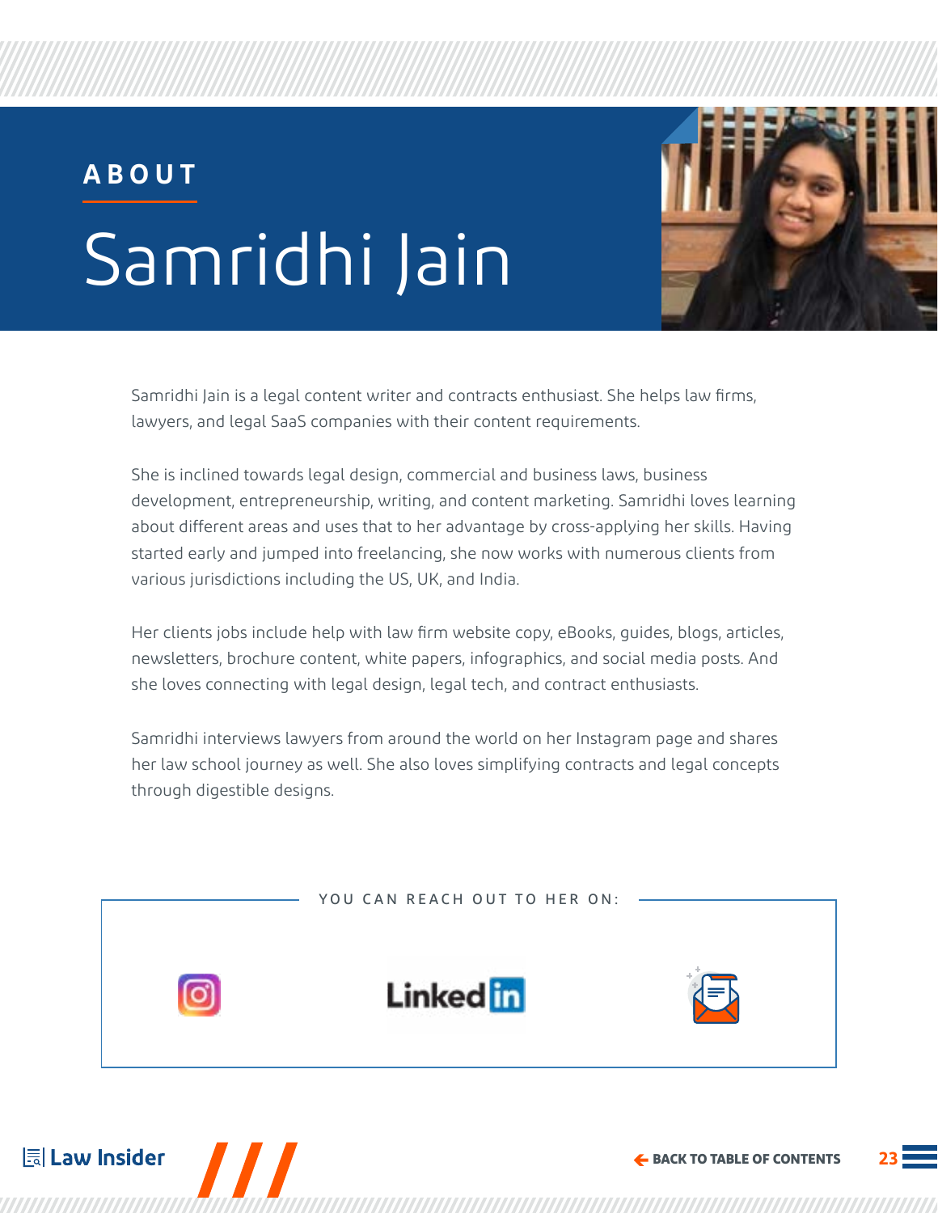ABOUT

# Samridhi Jain

Samridhi Jain is a legal content writer and contracts enthusiast. She helps law firms, lawyers, and legal SaaS companies with their content requirements.

She is inclined towards legal design, commercial and business laws, business development, entrepreneurship, writing, and content marketing. Samridhi loves learning about different areas and uses that to her advantage by cross-applying her skills. Having started early and jumped into freelancing, she now works with numerous clients from various jurisdictions including the US, UK, and India.

Her clients jobs include help with law firm website copy, eBooks, guides, blogs, articles, newsletters, brochure content, white papers, infographics, and social media posts. And she loves connecting with legal design, legal tech, and contract enthusiasts.

Samridhi interviews lawyers from around the world on her Instagram page and shares her law school journey as well. She also loves simplifying contracts and legal concepts through digestible designs.

YOU CAN REACH OUT TO HER ON:

LinkedIn

BACK TO TABLE OF CONTENTS